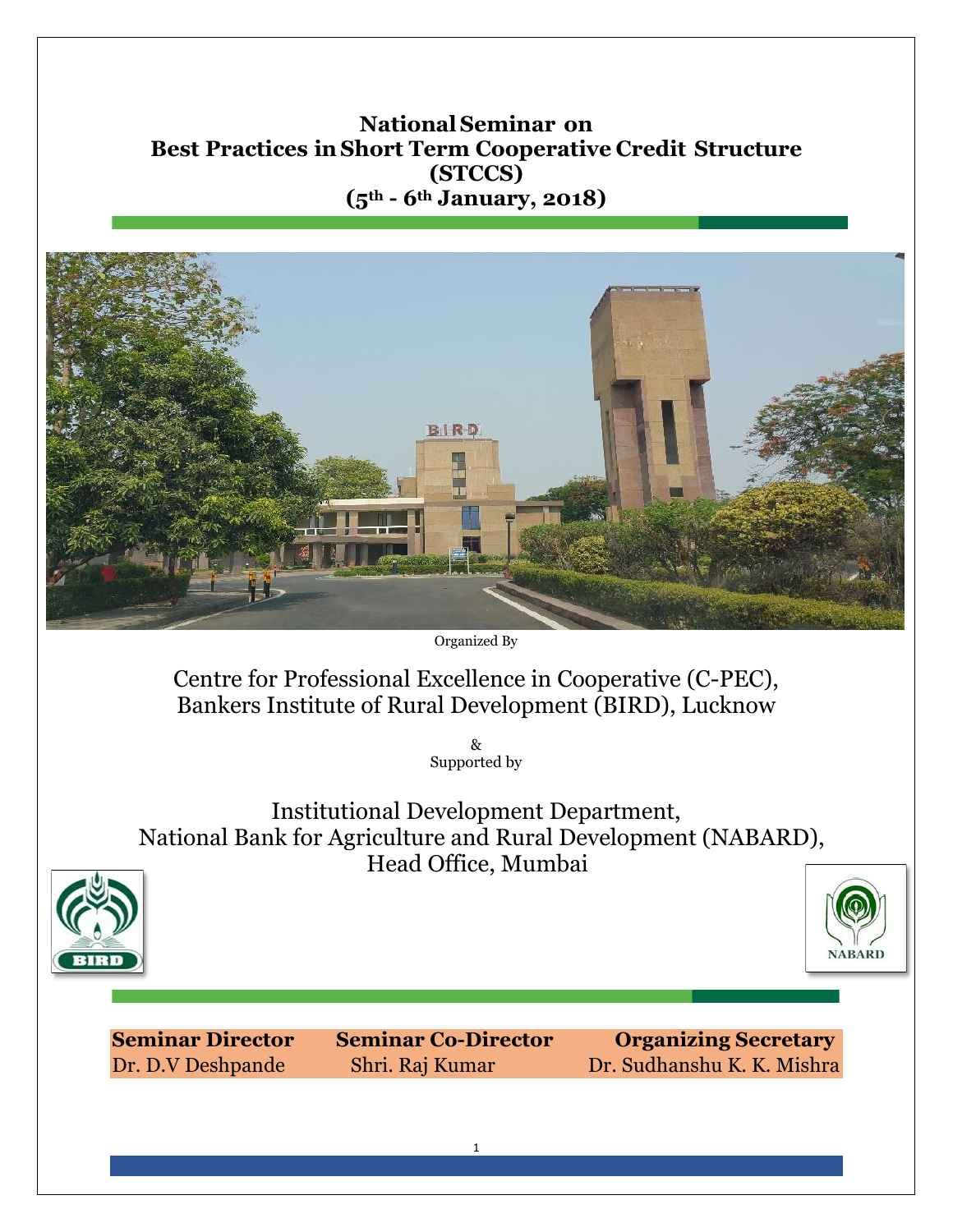# National Seminar on Best Practices in Short Term Cooperative Credit Structure (STCCS)

## (5th - 6th January, 2018)

Organized By

Centre for Professional Excellence in Cooperative (C-PEC), Bankers Institute of Rural Development (BIRD), Lucknow

&
Supported by

Institutional Development Department,
National Bank for Agriculture and Rural Development (NABARD),
Head Office, Mumbai

| **Seminar Director** | **Seminar Co-Director** | **Organizing Secretary** |
| --- | --- | --- |
| Dr. D.V Deshpande | Shri. Raj Kumar | Dr. Sudhanshu K. K. Mishra |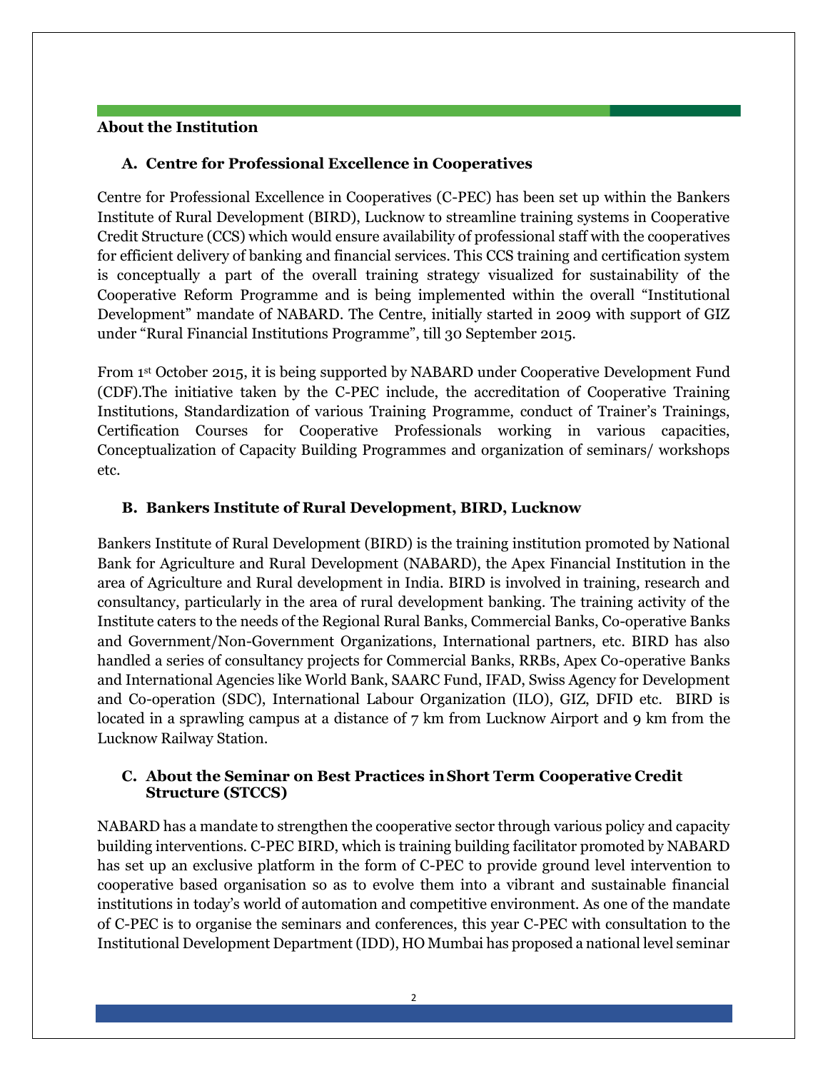## About the Institution

### A. Centre for Professional Excellence in Cooperatives

Centre for Professional Excellence in Cooperatives (C-PEC) has been set up within the Bankers Institute of Rural Development (BIRD), Lucknow to streamline training systems in Cooperative Credit Structure (CCS) which would ensure availability of professional staff with the cooperatives for efficient delivery of banking and financial services. This CCS training and certification system is conceptually a part of the overall training strategy visualized for sustainability of the Cooperative Reform Programme and is being implemented within the overall "Institutional Development" mandate of NABARD. The Centre, initially started in 2009 with support of GIZ under "Rural Financial Institutions Programme", till 30 September 2015.

From 1st October 2015, it is being supported by NABARD under Cooperative Development Fund (CDF).The initiative taken by the C-PEC include, the accreditation of Cooperative Training Institutions, Standardization of various Training Programme, conduct of Trainer's Trainings, Certification Courses for Cooperative Professionals working in various capacities, Conceptualization of Capacity Building Programmes and organization of seminars/ workshops etc.

### B. Bankers Institute of Rural Development, BIRD, Lucknow

Bankers Institute of Rural Development (BIRD) is the training institution promoted by National Bank for Agriculture and Rural Development (NABARD), the Apex Financial Institution in the area of Agriculture and Rural development in India. BIRD is involved in training, research and consultancy, particularly in the area of rural development banking. The training activity of the Institute caters to the needs of the Regional Rural Banks, Commercial Banks, Co-operative Banks and Government/Non-Government Organizations, International partners, etc. BIRD has also handled a series of consultancy projects for Commercial Banks, RRBs, Apex Co-operative Banks and International Agencies like World Bank, SAARC Fund, IFAD, Swiss Agency for Development and Co-operation (SDC), International Labour Organization (ILO), GIZ, DFID etc. BIRD is located in a sprawling campus at a distance of 7 km from Lucknow Airport and 9 km from the Lucknow Railway Station.

### C. About the Seminar on Best Practices in Short Term Cooperative Credit Structure (STCCS)

NABARD has a mandate to strengthen the cooperative sector through various policy and capacity building interventions. C-PEC BIRD, which is training building facilitator promoted by NABARD has set up an exclusive platform in the form of C-PEC to provide ground level intervention to cooperative based organisation so as to evolve them into a vibrant and sustainable financial institutions in today's world of automation and competitive environment. As one of the mandate of C-PEC is to organise the seminars and conferences, this year C-PEC with consultation to the Institutional Development Department (IDD), HO Mumbai has proposed a national level seminar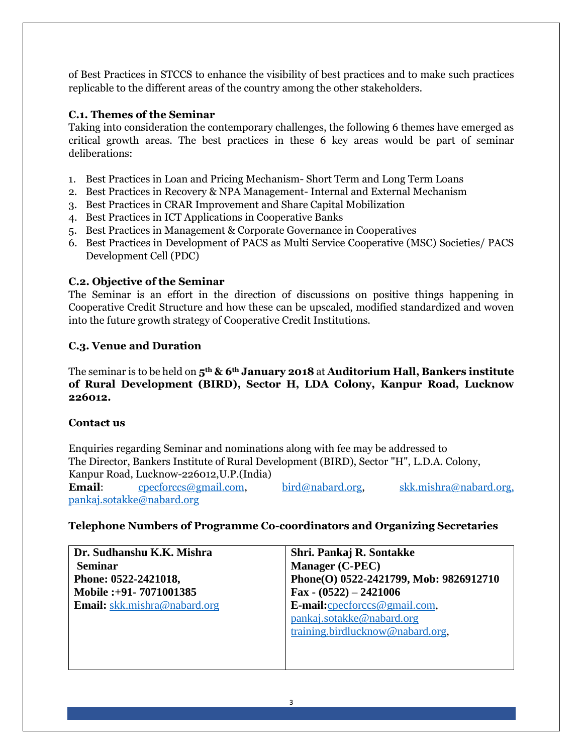of Best Practices in STCCS to enhance the visibility of best practices and to make such practices replicable to the different areas of the country among the other stakeholders.

### C.1. Themes of the Seminar

Taking into consideration the contemporary challenges, the following 6 themes have emerged as critical growth areas. The best practices in these 6 key areas would be part of seminar deliberations:

1. Best Practices in Loan and Pricing Mechanism- Short Term and Long Term Loans
2. Best Practices in Recovery & NPA Management- Internal and External Mechanism
3. Best Practices in CRAR Improvement and Share Capital Mobilization
4. Best Practices in ICT Applications in Cooperative Banks
5. Best Practices in Management & Corporate Governance in Cooperatives
6. Best Practices in Development of PACS as Multi Service Cooperative (MSC) Societies/ PACS Development Cell (PDC)

### C.2. Objective of the Seminar

The Seminar is an effort in the direction of discussions on positive things happening in Cooperative Credit Structure and how these can be upscaled, modified standardized and woven into the future growth strategy of Cooperative Credit Institutions.

### C.3. Venue and Duration

The seminar is to be held on **5th & 6th January 2018** at **Auditorium Hall, Bankers institute of Rural Development (BIRD), Sector H, LDA Colony, Kanpur Road, Lucknow 226012.**

### Contact us

Enquiries regarding Seminar and nominations along with fee may be addressed to
The Director, Bankers Institute of Rural Development (BIRD), Sector "H", L.D.A. Colony, Kanpur Road, Lucknow-226012,U.P.(India)
**Email**: cpecforccs@gmail.com, bird@nabard.org, skk.mishra@nabard.org, pankaj.sotakke@nabard.org

### Telephone Numbers of Programme Co-coordinators and Organizing Secretaries

| **Dr. Sudhanshu K.K. Mishra**<br>**Seminar**<br>**Phone: 0522-2421018,**<br>**Mobile :+91- 7071001385**<br>**Email:** skk.mishra@nabard.org | **Shri. Pankaj R. Sontakke**<br>**Manager (C-PEC)**<br>**Phone(O) 0522-2421799, Mob: 9826912710**<br>**Fax - (0522) – 2421006**<br>**E-mail:**cpecforccs@gmail.com,<br>pankaj.sotakke@nabard.org<br>training.birdlucknow@nabard.org, |
|---|---|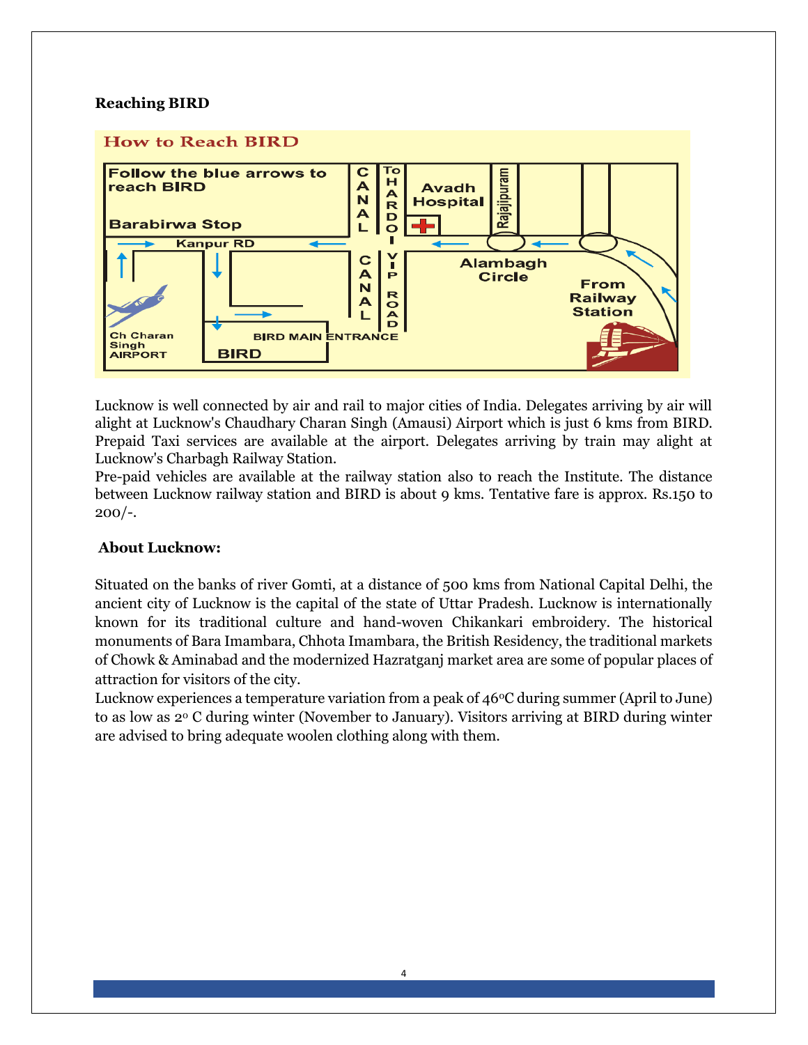**Reaching BIRD**

Lucknow is well connected by air and rail to major cities of India. Delegates arriving by air will alight at Lucknow's Chaudhary Charan Singh (Amausi) Airport which is just 6 kms from BIRD. Prepaid Taxi services are available at the airport. Delegates arriving by train may alight at Lucknow's Charbagh Railway Station.

Pre-paid vehicles are available at the railway station also to reach the Institute. The distance between Lucknow railway station and BIRD is about 9 kms. Tentative fare is approx. Rs.150 to 200/-.

**About Lucknow:**

Situated on the banks of river Gomti, at a distance of 500 kms from National Capital Delhi, the ancient city of Lucknow is the capital of the state of Uttar Pradesh. Lucknow is internationally known for its traditional culture and hand-woven Chikankari embroidery. The historical monuments of Bara Imambara, Chhota Imambara, the British Residency, the traditional markets of Chowk & Aminabad and the modernized Hazratganj market area are some of popular places of attraction for visitors of the city.

Lucknow experiences a temperature variation from a peak of 46$^{o}$C during summer (April to June) to as low as 2$^{o}$ C during winter (November to January). Visitors arriving at BIRD during winter are advised to bring adequate woolen clothing along with them.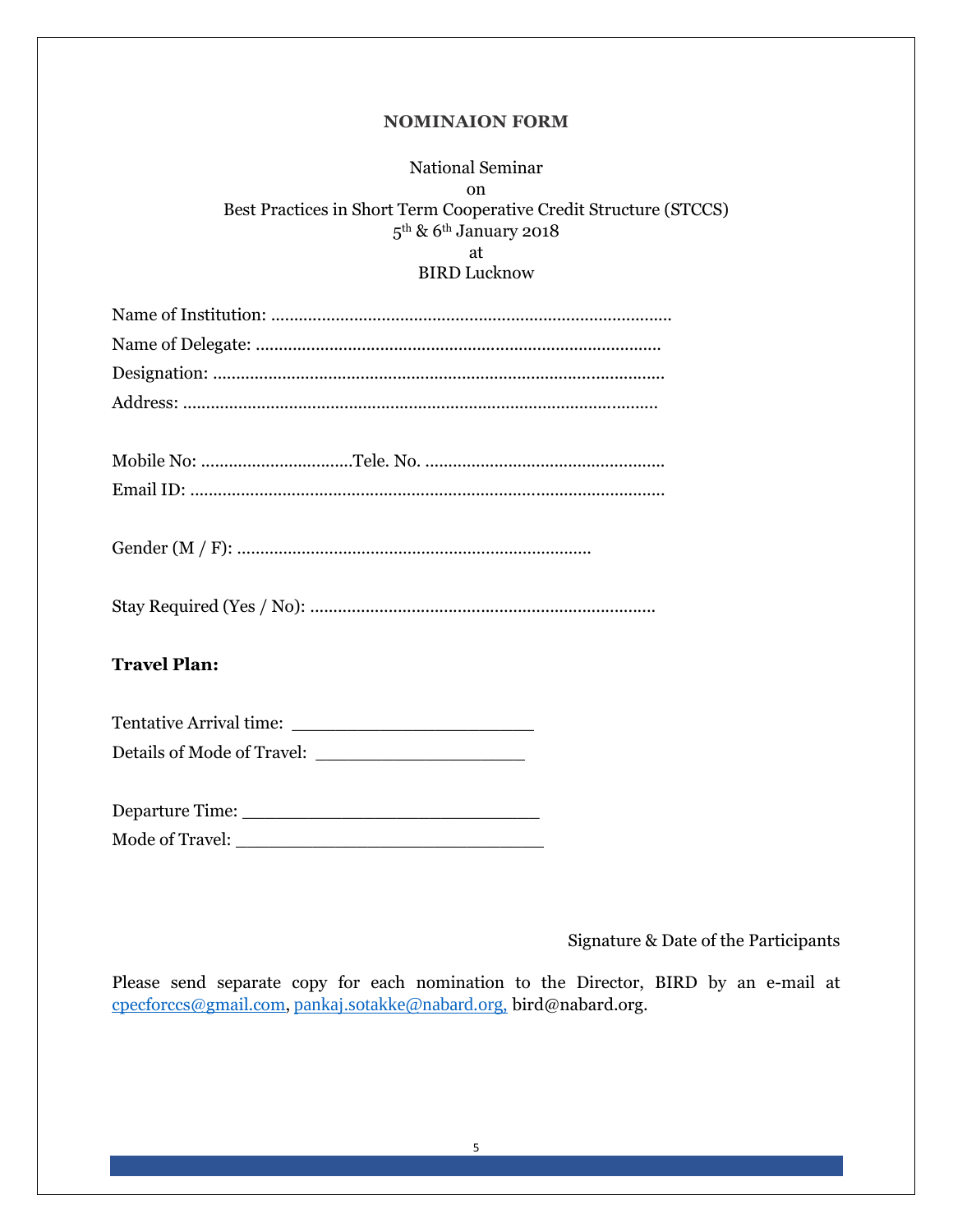**NOMINAION FORM**

National Seminar
on
Best Practices in Short Term Cooperative Credit Structure (STCCS)
5th & 6th January 2018
at
BIRD Lucknow

Name of Institution: ……………………………………………………………………………
Name of Delegate: ……………………………………………………………………………
Designation: ……………………………………………………………………………………
Address: …………………………………………………………………………………………

Mobile No: ……………………………Tele. No. ………………………………………………
Email ID: …………………………………………………………………………………………

Gender (M / F): …………………………………………………………………

Stay Required (Yes / No): ………………………………………………………………

**Travel Plan:**

Tentative Arrival time: _______________________
Details of Mode of Travel: ____________________

Departure Time: ____________________________
Mode of Travel: ____________________________

Signature & Date of the Participants

Please send separate copy for each nomination to the Director, BIRD by an e-mail at cpecforccs@gmail.com, pankaj.sotakke@nabard.org, bird@nabard.org.